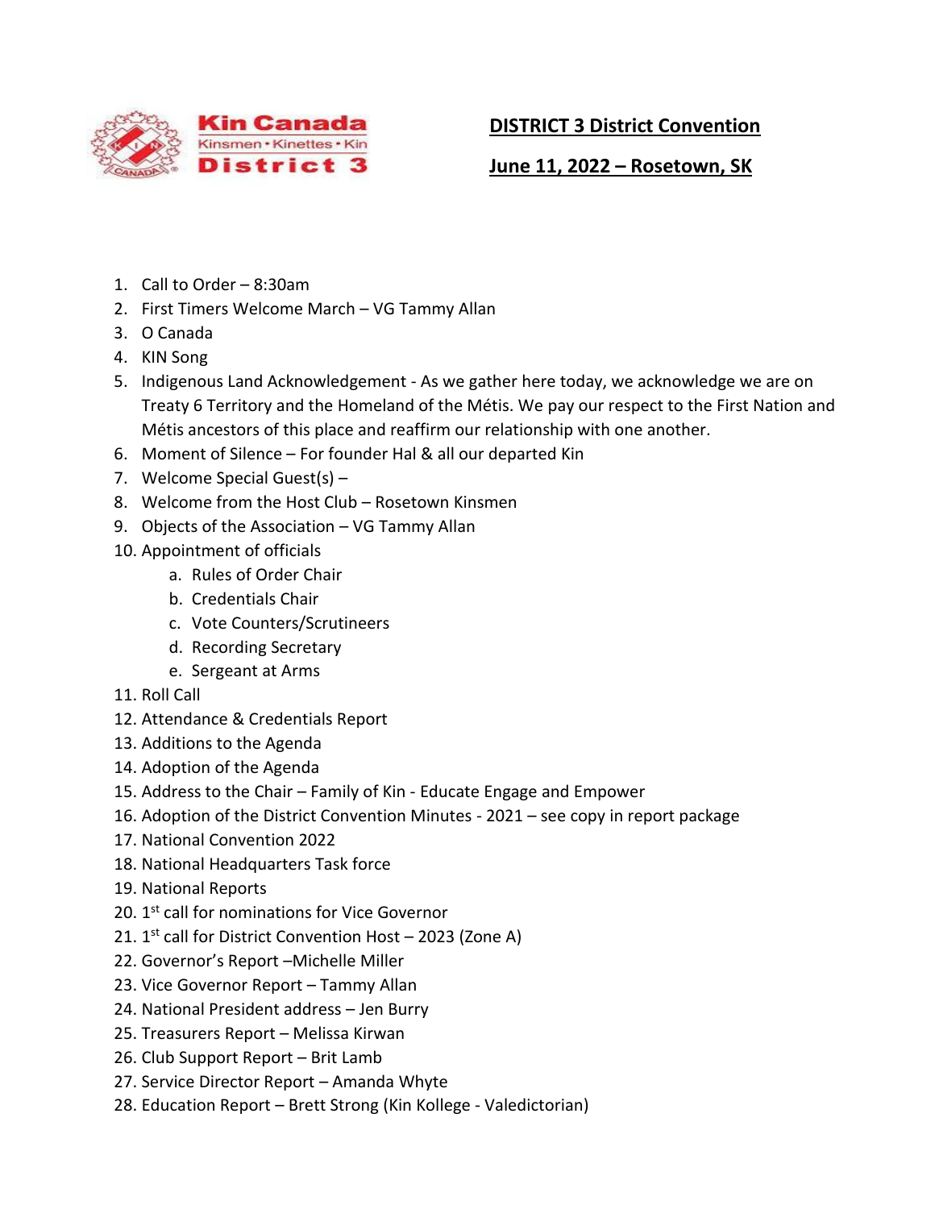Kin Canada
Kinsmen • Kinettes • Kin
District 3

## DISTRICT 3 District Convention

## June 11, 2022 – Rosetown, SK

1. Call to Order – 8:30am
2. First Timers Welcome March – VG Tammy Allan
3. O Canada
4. KIN Song
5. Indigenous Land Acknowledgement - As we gather here today, we acknowledge we are on Treaty 6 Territory and the Homeland of the Métis. We pay our respect to the First Nation and Métis ancestors of this place and reaffirm our relationship with one another.
6. Moment of Silence – For founder Hal & all our departed Kin
7. Welcome Special Guest(s) –
8. Welcome from the Host Club – Rosetown Kinsmen
9. Objects of the Association – VG Tammy Allan
10. Appointment of officials
    a. Rules of Order Chair
    b. Credentials Chair
    c. Vote Counters/Scrutineers
    d. Recording Secretary
    e. Sergeant at Arms
11. Roll Call
12. Attendance & Credentials Report
13. Additions to the Agenda
14. Adoption of the Agenda
15. Address to the Chair – Family of Kin - Educate Engage and Empower
16. Adoption of the District Convention Minutes - 2021 – see copy in report package
17. National Convention 2022
18. National Headquarters Task force
19. National Reports
20. 1st call for nominations for Vice Governor
21. 1st call for District Convention Host – 2023 (Zone A)
22. Governor's Report –Michelle Miller
23. Vice Governor Report – Tammy Allan
24. National President address – Jen Burry
25. Treasurers Report – Melissa Kirwan
26. Club Support Report – Brit Lamb
27. Service Director Report – Amanda Whyte
28. Education Report – Brett Strong (Kin Kollege - Valedictorian)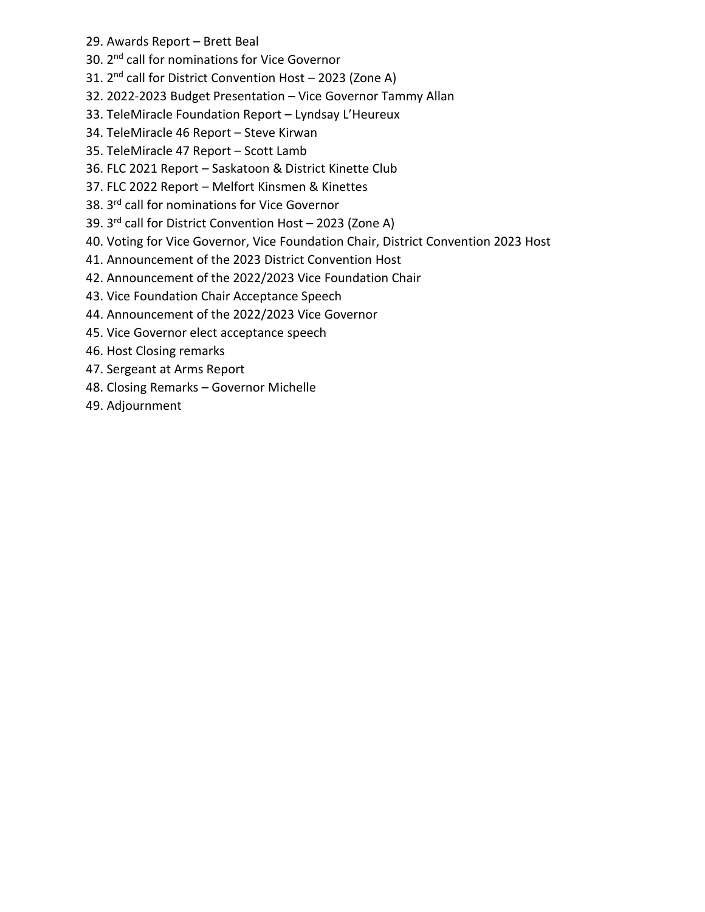29. Awards Report – Brett Beal
30. 2nd call for nominations for Vice Governor
31. 2nd call for District Convention Host – 2023 (Zone A)
32. 2022-2023 Budget Presentation – Vice Governor Tammy Allan
33. TeleMiracle Foundation Report – Lyndsay L'Heureux
34. TeleMiracle 46 Report – Steve Kirwan
35. TeleMiracle 47 Report – Scott Lamb
36. FLC 2021 Report – Saskatoon & District Kinette Club
37. FLC 2022 Report – Melfort Kinsmen & Kinettes
38. 3rd call for nominations for Vice Governor
39. 3rd call for District Convention Host – 2023 (Zone A)
40. Voting for Vice Governor, Vice Foundation Chair, District Convention 2023 Host
41. Announcement of the 2023 District Convention Host
42. Announcement of the 2022/2023 Vice Foundation Chair
43. Vice Foundation Chair Acceptance Speech
44. Announcement of the 2022/2023 Vice Governor
45. Vice Governor elect acceptance speech
46. Host Closing remarks
47. Sergeant at Arms Report
48. Closing Remarks – Governor Michelle
49. Adjournment